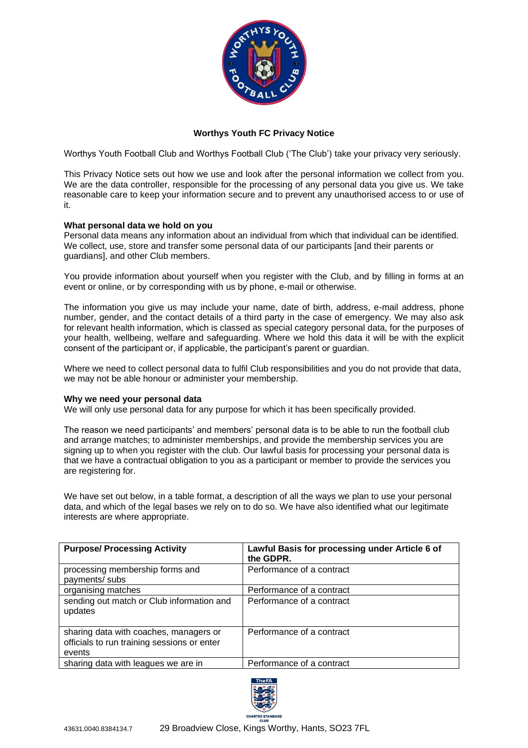**Worthys Youth FC Privacy Notice**

Worthys Youth Football Club and Worthys Football Club ('The Club') take your privacy very seriously.

This Privacy Notice sets out how we use and look after the personal information we collect from you. We are the data controller, responsible for the processing of any personal data you give us. We take reasonable care to keep your information secure and to prevent any unauthorised access to or use of it.

**What personal data we hold on you**

Personal data means any information about an individual from which that individual can be identified. We collect, use, store and transfer some personal data of our participants [and their parents or guardians], and other Club members.

You provide information about yourself when you register with the Club, and by filling in forms at an event or online, or by corresponding with us by phone, e-mail or otherwise.

The information you give us may include your name, date of birth, address, e-mail address, phone number, gender, and the contact details of a third party in the case of emergency. We may also ask for relevant health information, which is classed as special category personal data, for the purposes of your health, wellbeing, welfare and safeguarding. Where we hold this data it will be with the explicit consent of the participant or, if applicable, the participant's parent or guardian.

Where we need to collect personal data to fulfil Club responsibilities and you do not provide that data, we may not be able honour or administer your membership.

**Why we need your personal data**

We will only use personal data for any purpose for which it has been specifically provided.

The reason we need participants' and members' personal data is to be able to run the football club and arrange matches; to administer memberships, and provide the membership services you are signing up to when you register with the club. Our lawful basis for processing your personal data is that we have a contractual obligation to you as a participant or member to provide the services you are registering for.

We have set out below, in a table format, a description of all the ways we plan to use your personal data, and which of the legal bases we rely on to do so. We have also identified what our legitimate interests are where appropriate.

| Purpose/ Processing Activity | Lawful Basis for processing under Article 6 of the GDPR. |
|---|---|
| processing membership forms and payments/ subs | Performance of a contract |
| organising matches | Performance of a contract |
| sending out match or Club information and updates | Performance of a contract |
| sharing data with coaches, managers or officials to run training sessions or enter events | Performance of a contract |
| sharing data with leagues we are in | Performance of a contract |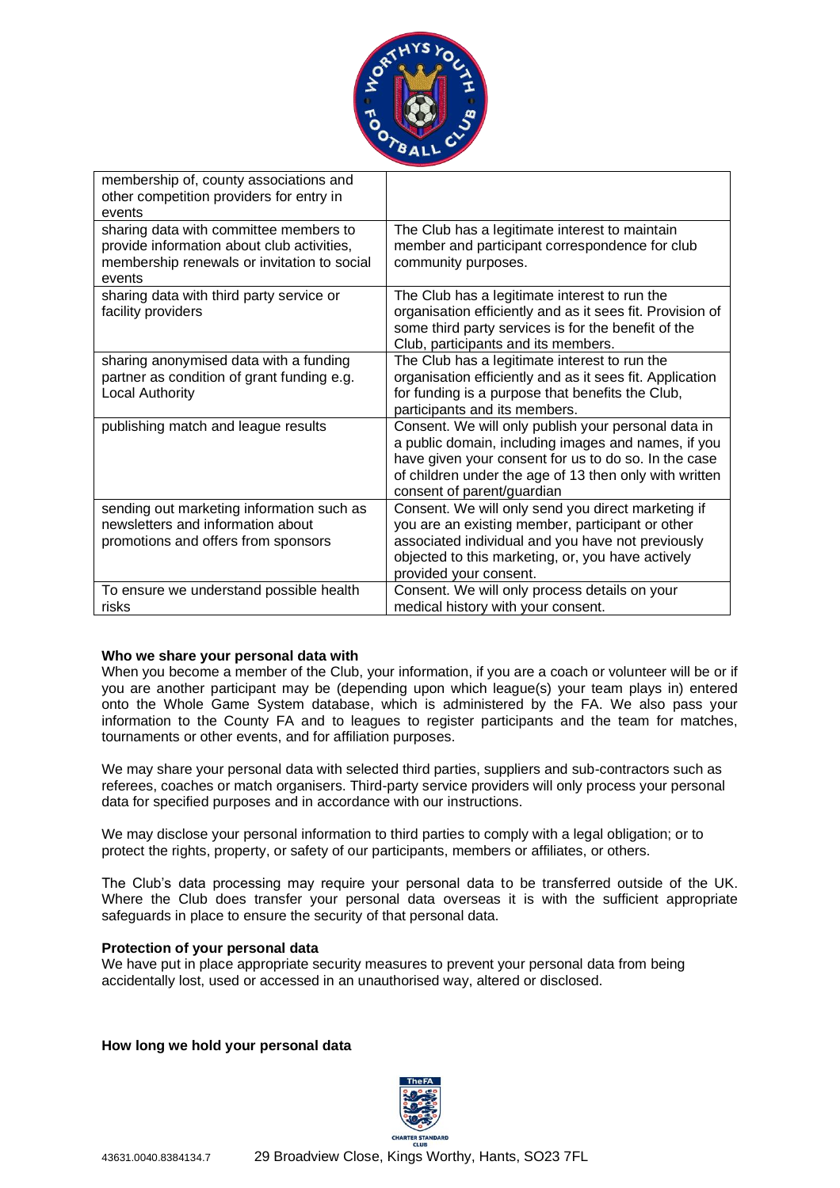| | |
|---|---|
| membership of, county associations and other competition providers for entry in events | |
| sharing data with committee members to provide information about club activities, membership renewals or invitation to social events | The Club has a legitimate interest to maintain member and participant correspondence for club community purposes. |
| sharing data with third party service or facility providers | The Club has a legitimate interest to run the organisation efficiently and as it sees fit. Provision of some third party services is for the benefit of the Club, participants and its members. |
| sharing anonymised data with a funding partner as condition of grant funding e.g. Local Authority | The Club has a legitimate interest to run the organisation efficiently and as it sees fit. Application for funding is a purpose that benefits the Club, participants and its members. |
| publishing match and league results | Consent. We will only publish your personal data in a public domain, including images and names, if you have given your consent for us to do so. In the case of children under the age of 13 then only with written consent of parent/guardian |
| sending out marketing information such as newsletters and information about promotions and offers from sponsors | Consent. We will only send you direct marketing if you are an existing member, participant or other associated individual and you have not previously objected to this marketing, or, you have actively provided your consent. |
| To ensure we understand possible health risks | Consent. We will only process details on your medical history with your consent. |

**Who we share your personal data with**

When you become a member of the Club, your information, if you are a coach or volunteer will be or if you are another participant may be (depending upon which league(s) your team plays in) entered onto the Whole Game System database, which is administered by the FA. We also pass your information to the County FA and to leagues to register participants and the team for matches, tournaments or other events, and for affiliation purposes.

We may share your personal data with selected third parties, suppliers and sub-contractors such as referees, coaches or match organisers. Third-party service providers will only process your personal data for specified purposes and in accordance with our instructions.

We may disclose your personal information to third parties to comply with a legal obligation; or to protect the rights, property, or safety of our participants, members or affiliates, or others.

The Club's data processing may require your personal data to be transferred outside of the UK. Where the Club does transfer your personal data overseas it is with the sufficient appropriate safeguards in place to ensure the security of that personal data.

**Protection of your personal data**

We have put in place appropriate security measures to prevent your personal data from being accidentally lost, used or accessed in an unauthorised way, altered or disclosed.

**How long we hold your personal data**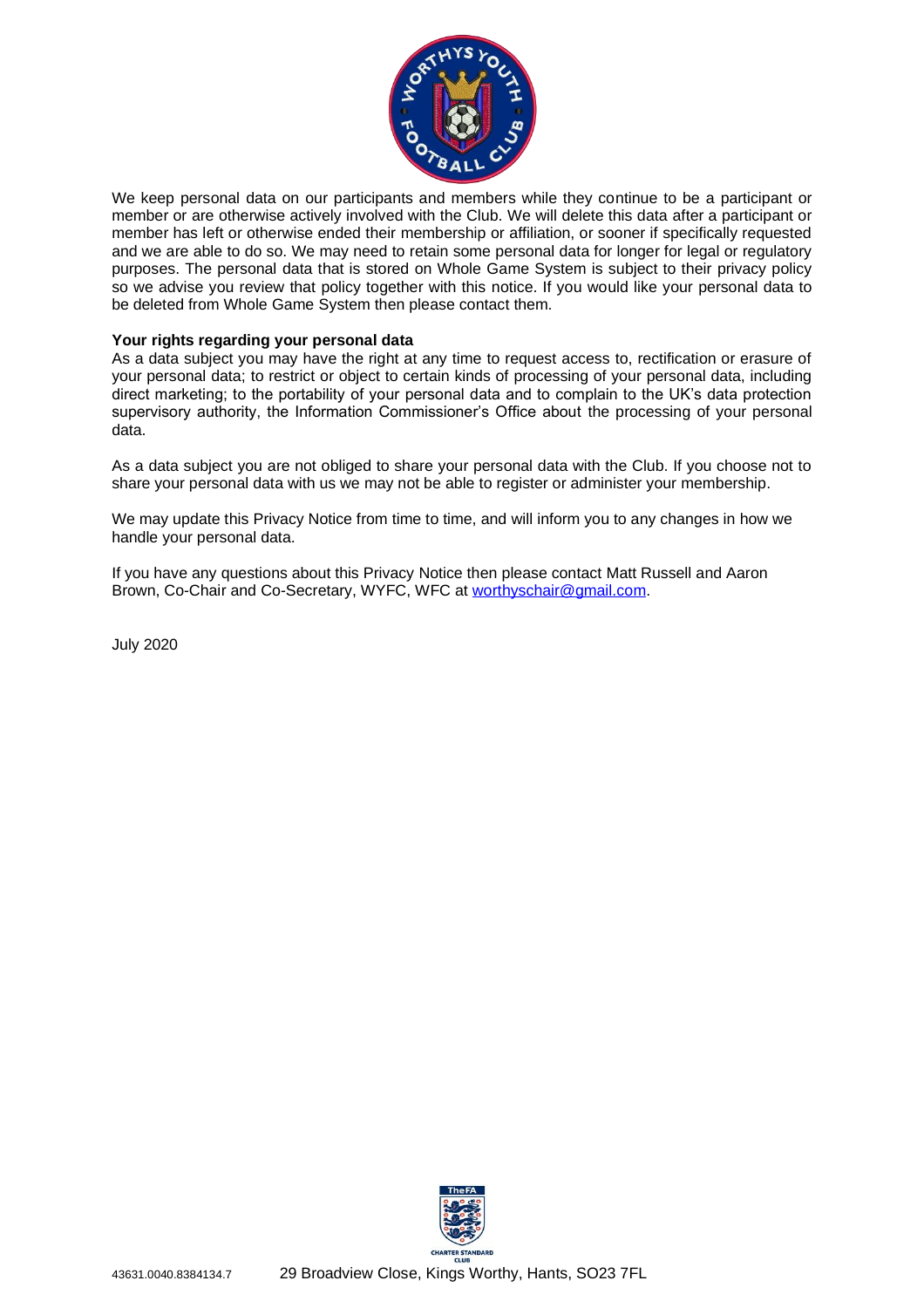We keep personal data on our participants and members while they continue to be a participant or member or are otherwise actively involved with the Club. We will delete this data after a participant or member has left or otherwise ended their membership or affiliation, or sooner if specifically requested and we are able to do so. We may need to retain some personal data for longer for legal or regulatory purposes. The personal data that is stored on Whole Game System is subject to their privacy policy so we advise you review that policy together with this notice. If you would like your personal data to be deleted from Whole Game System then please contact them.

**Your rights regarding your personal data**

As a data subject you may have the right at any time to request access to, rectification or erasure of your personal data; to restrict or object to certain kinds of processing of your personal data, including direct marketing; to the portability of your personal data and to complain to the UK's data protection supervisory authority, the Information Commissioner's Office about the processing of your personal data.

As a data subject you are not obliged to share your personal data with the Club. If you choose not to share your personal data with us we may not be able to register or administer your membership.

We may update this Privacy Notice from time to time, and will inform you to any changes in how we handle your personal data.

If you have any questions about this Privacy Notice then please contact Matt Russell and Aaron Brown, Co-Chair and Co-Secretary, WYFC, WFC at worthyschair@gmail.com.

July 2020

43631.0040.8384134.7 29 Broadview Close, Kings Worthy, Hants, SO23 7FL